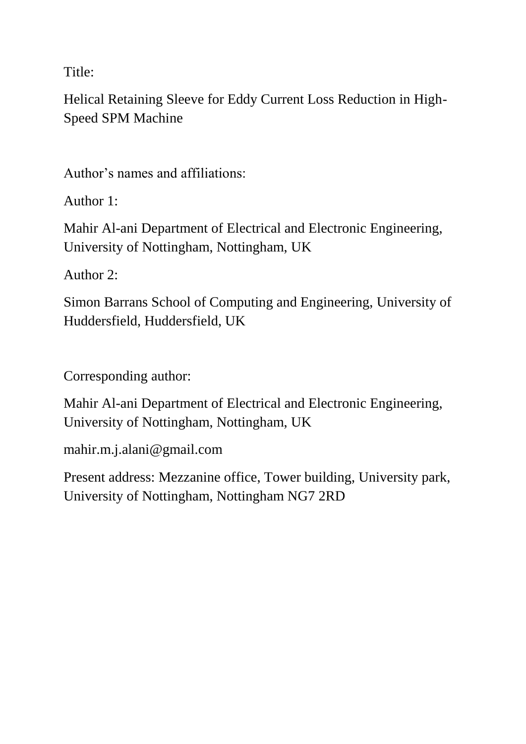Title:

Helical Retaining Sleeve for Eddy Current Loss Reduction in High-Speed SPM Machine

Author's names and affiliations:

Author 1:

Mahir Al-ani Department of Electrical and Electronic Engineering, University of Nottingham, Nottingham, UK

Author 2:

Simon Barrans School of Computing and Engineering, University of Huddersfield, Huddersfield, UK

Corresponding author:

Mahir Al-ani Department of Electrical and Electronic Engineering, University of Nottingham, Nottingham, UK

mahir.m.j.alani@gmail.com

Present address: Mezzanine office, Tower building, University park, University of Nottingham, Nottingham NG7 2RD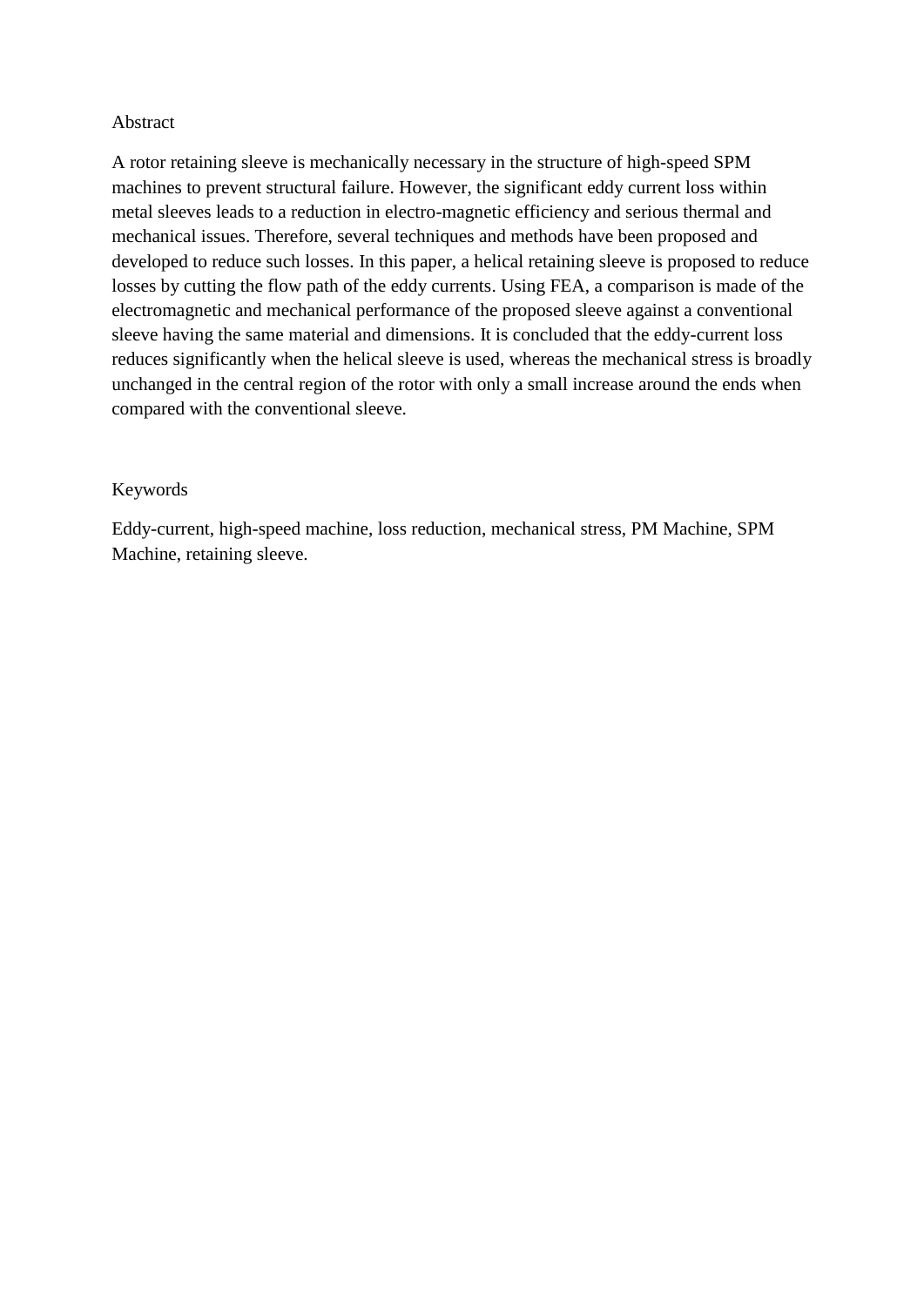## Abstract

A rotor retaining sleeve is mechanically necessary in the structure of high-speed SPM machines to prevent structural failure. However, the significant eddy current loss within metal sleeves leads to a reduction in electro-magnetic efficiency and serious thermal and mechanical issues. Therefore, several techniques and methods have been proposed and developed to reduce such losses. In this paper, a helical retaining sleeve is proposed to reduce losses by cutting the flow path of the eddy currents. Using FEA, a comparison is made of the electromagnetic and mechanical performance of the proposed sleeve against a conventional sleeve having the same material and dimensions. It is concluded that the eddy-current loss reduces significantly when the helical sleeve is used, whereas the mechanical stress is broadly unchanged in the central region of the rotor with only a small increase around the ends when compared with the conventional sleeve.

## Keywords

Eddy-current, high-speed machine, loss reduction, mechanical stress, PM Machine, SPM Machine, retaining sleeve.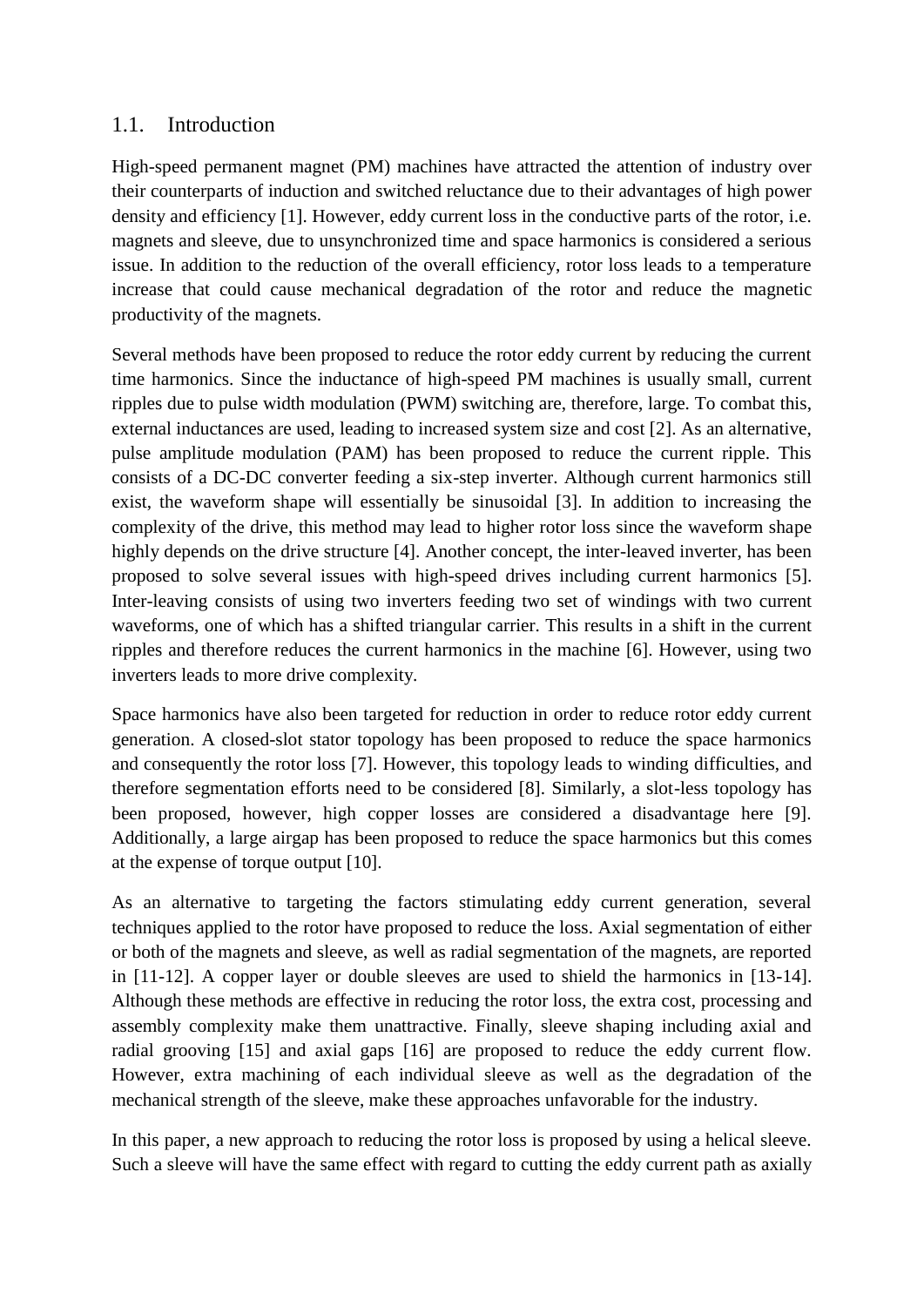## 1.1. Introduction

High-speed permanent magnet (PM) machines have attracted the attention of industry over their counterparts of induction and switched reluctance due to their advantages of high power density and efficiency [1]. However, eddy current loss in the conductive parts of the rotor, i.e. magnets and sleeve, due to unsynchronized time and space harmonics is considered a serious issue. In addition to the reduction of the overall efficiency, rotor loss leads to a temperature increase that could cause mechanical degradation of the rotor and reduce the magnetic productivity of the magnets.

Several methods have been proposed to reduce the rotor eddy current by reducing the current time harmonics. Since the inductance of high-speed PM machines is usually small, current ripples due to pulse width modulation (PWM) switching are, therefore, large. To combat this, external inductances are used, leading to increased system size and cost [2]. As an alternative, pulse amplitude modulation (PAM) has been proposed to reduce the current ripple. This consists of a DC-DC converter feeding a six-step inverter. Although current harmonics still exist, the waveform shape will essentially be sinusoidal [3]. In addition to increasing the complexity of the drive, this method may lead to higher rotor loss since the waveform shape highly depends on the drive structure [4]. Another concept, the inter-leaved inverter, has been proposed to solve several issues with high-speed drives including current harmonics [5]. Inter-leaving consists of using two inverters feeding two set of windings with two current waveforms, one of which has a shifted triangular carrier. This results in a shift in the current ripples and therefore reduces the current harmonics in the machine [6]. However, using two inverters leads to more drive complexity.

Space harmonics have also been targeted for reduction in order to reduce rotor eddy current generation. A closed-slot stator topology has been proposed to reduce the space harmonics and consequently the rotor loss [7]. However, this topology leads to winding difficulties, and therefore segmentation efforts need to be considered [8]. Similarly, a slot-less topology has been proposed, however, high copper losses are considered a disadvantage here [9]. Additionally, a large airgap has been proposed to reduce the space harmonics but this comes at the expense of torque output [10].

As an alternative to targeting the factors stimulating eddy current generation, several techniques applied to the rotor have proposed to reduce the loss. Axial segmentation of either or both of the magnets and sleeve, as well as radial segmentation of the magnets, are reported in [11-12]. A copper layer or double sleeves are used to shield the harmonics in [13-14]. Although these methods are effective in reducing the rotor loss, the extra cost, processing and assembly complexity make them unattractive. Finally, sleeve shaping including axial and radial grooving [15] and axial gaps [16] are proposed to reduce the eddy current flow. However, extra machining of each individual sleeve as well as the degradation of the mechanical strength of the sleeve, make these approaches unfavorable for the industry.

In this paper, a new approach to reducing the rotor loss is proposed by using a helical sleeve. Such a sleeve will have the same effect with regard to cutting the eddy current path as axially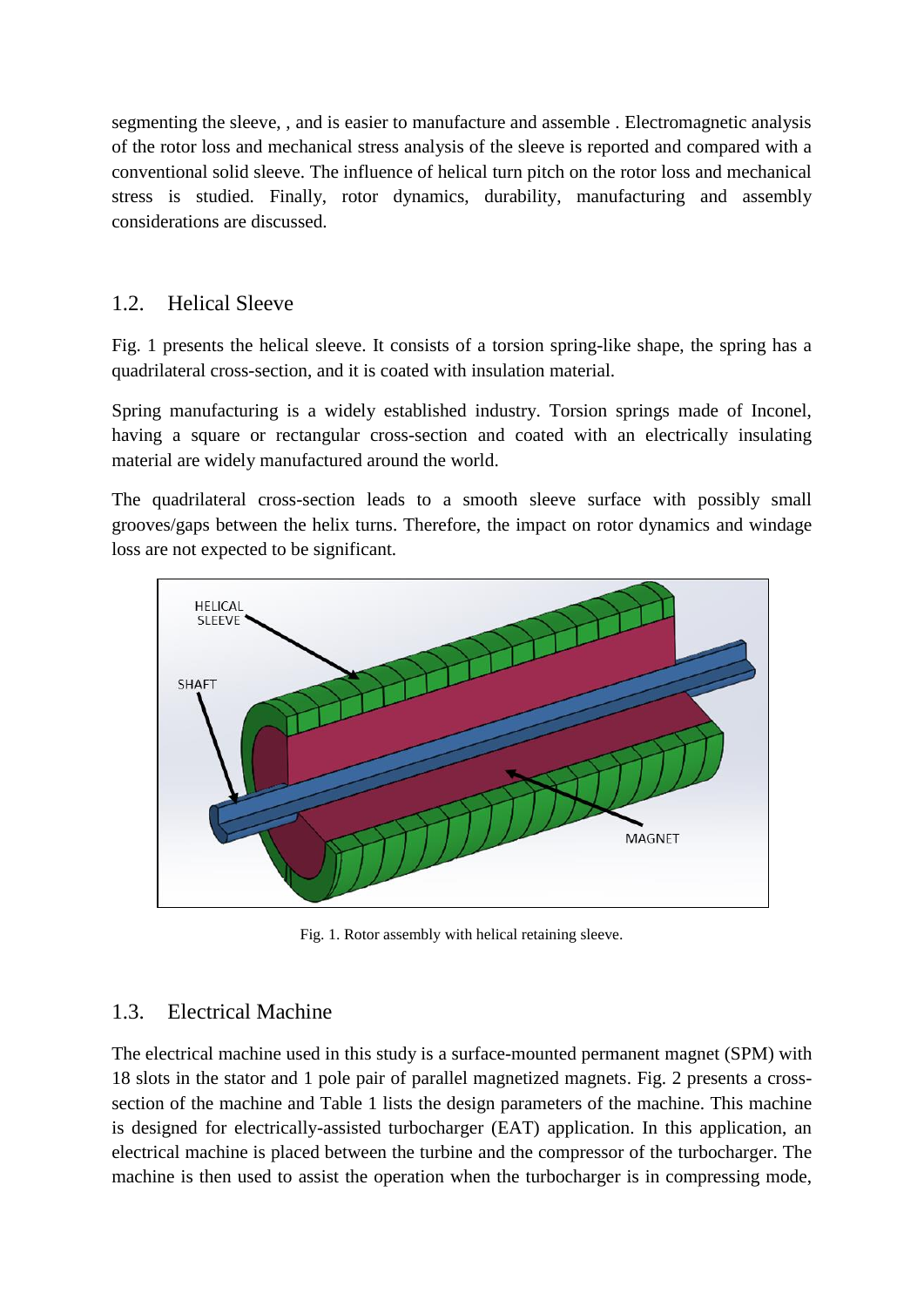segmenting the sleeve, , and is easier to manufacture and assemble . Electromagnetic analysis of the rotor loss and mechanical stress analysis of the sleeve is reported and compared with a conventional solid sleeve. The influence of helical turn pitch on the rotor loss and mechanical stress is studied. Finally, rotor dynamics, durability, manufacturing and assembly considerations are discussed.

## 1.2. Helical Sleeve

Fig. 1 presents the helical sleeve. It consists of a torsion spring-like shape, the spring has a quadrilateral cross-section, and it is coated with insulation material.

Spring manufacturing is a widely established industry. Torsion springs made of Inconel, having a square or rectangular cross-section and coated with an electrically insulating material are widely manufactured around the world.

The quadrilateral cross-section leads to a smooth sleeve surface with possibly small grooves/gaps between the helix turns. Therefore, the impact on rotor dynamics and windage loss are not expected to be significant.

Fig. 1. Rotor assembly with helical retaining sleeve.

## 1.3. Electrical Machine

The electrical machine used in this study is a surface-mounted permanent magnet (SPM) with 18 slots in the stator and 1 pole pair of parallel magnetized magnets. Fig. 2 presents a cross-section of the machine and Table 1 lists the design parameters of the machine. This machine is designed for electrically-assisted turbocharger (EAT) application. In this application, an electrical machine is placed between the turbine and the compressor of the turbocharger. The machine is then used to assist the operation when the turbocharger is in compressing mode,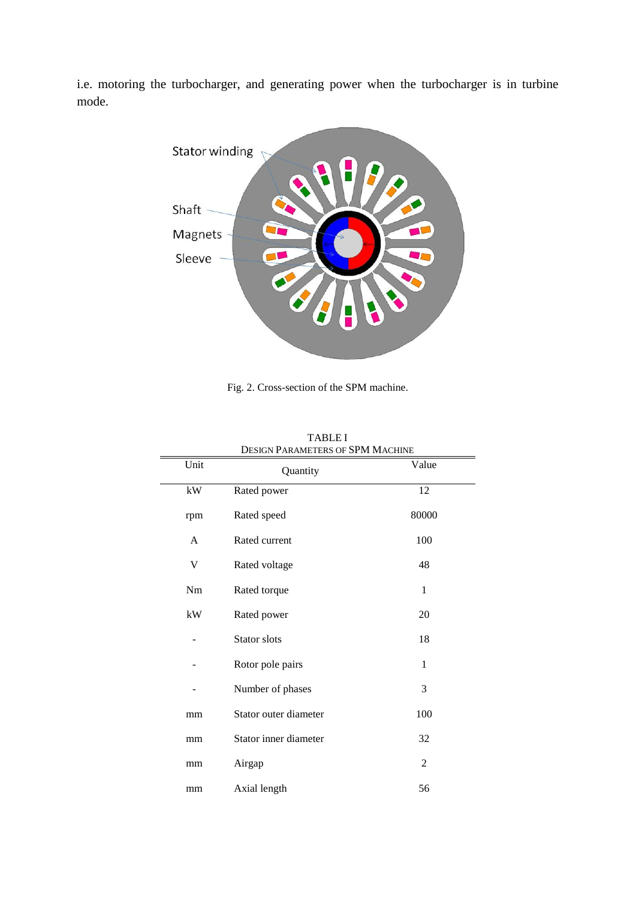i.e. motoring the turbocharger, and generating power when the turbocharger is in turbine mode.

Fig. 2. Cross-section of the SPM machine.

TABLE I
DESIGN PARAMETERS OF SPM MACHINE

| Unit | Quantity | Value |
|---|---|---|
| kW | Rated power | 12 |
| rpm | Rated speed | 80000 |
| A | Rated current | 100 |
| V | Rated voltage | 48 |
| Nm | Rated torque | 1 |
| kW | Rated power | 20 |
| - | Stator slots | 18 |
| - | Rotor pole pairs | 1 |
| - | Number of phases | 3 |
| mm | Stator outer diameter | 100 |
| mm | Stator inner diameter | 32 |
| mm | Airgap | 2 |
| mm | Axial length | 56 |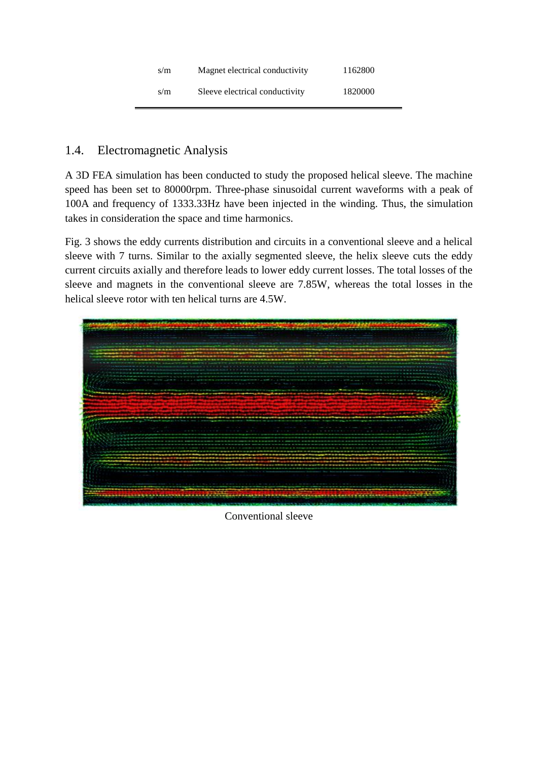| s/m | Magnet electrical conductivity | 1162800 |
|---|---|---|
| s/m | Sleeve electrical conductivity | 1820000 |

## 1.4. Electromagnetic Analysis

A 3D FEA simulation has been conducted to study the proposed helical sleeve. The machine speed has been set to 80000rpm. Three-phase sinusoidal current waveforms with a peak of 100A and frequency of 1333.33Hz have been injected in the winding. Thus, the simulation takes in consideration the space and time harmonics.

Fig. 3 shows the eddy currents distribution and circuits in a conventional sleeve and a helical sleeve with 7 turns. Similar to the axially segmented sleeve, the helix sleeve cuts the eddy current circuits axially and therefore leads to lower eddy current losses. The total losses of the sleeve and magnets in the conventional sleeve are 7.85W, whereas the total losses in the helical sleeve rotor with ten helical turns are 4.5W.

Conventional sleeve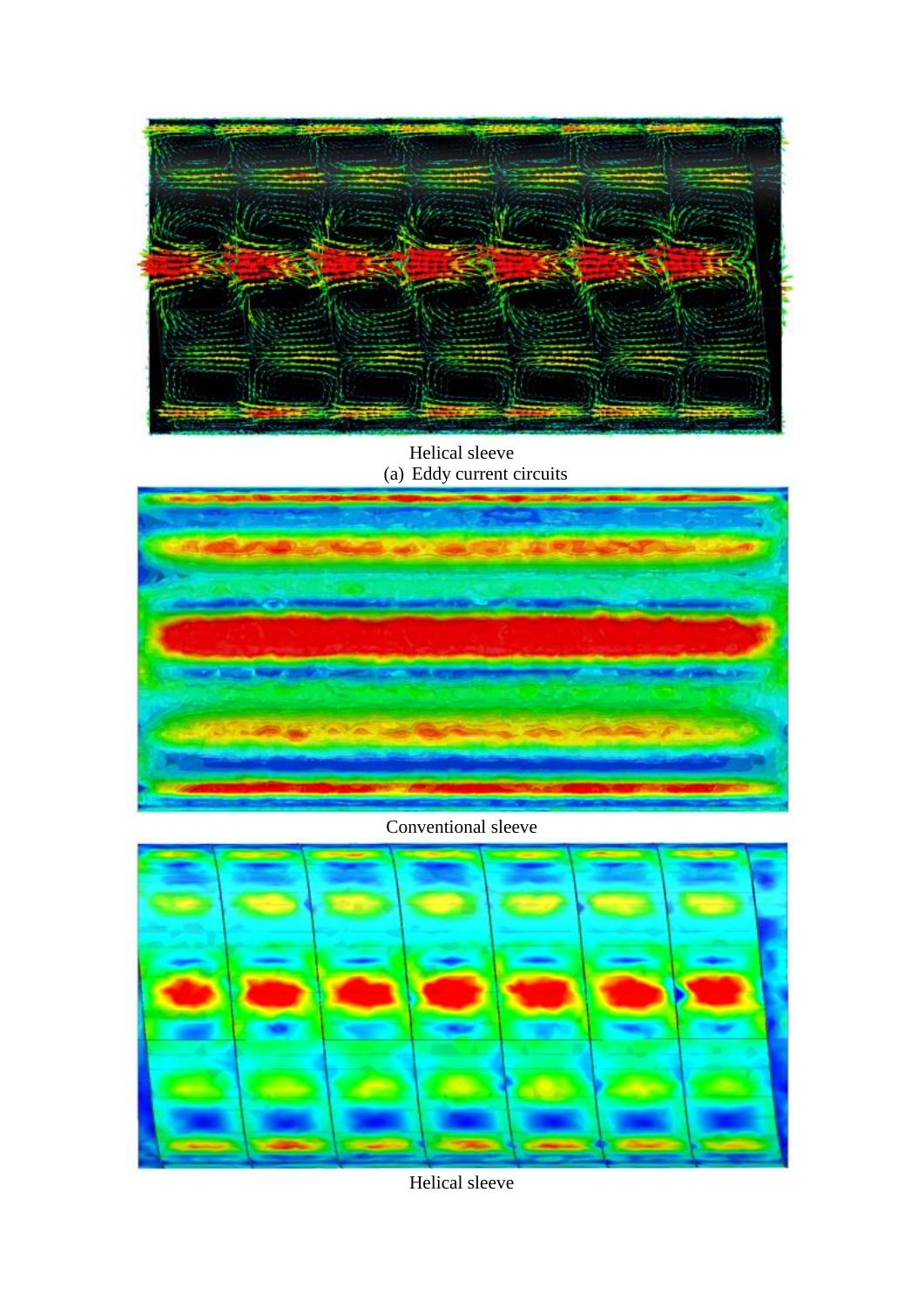Helical sleeve

(a) Eddy current circuits

Conventional sleeve

Helical sleeve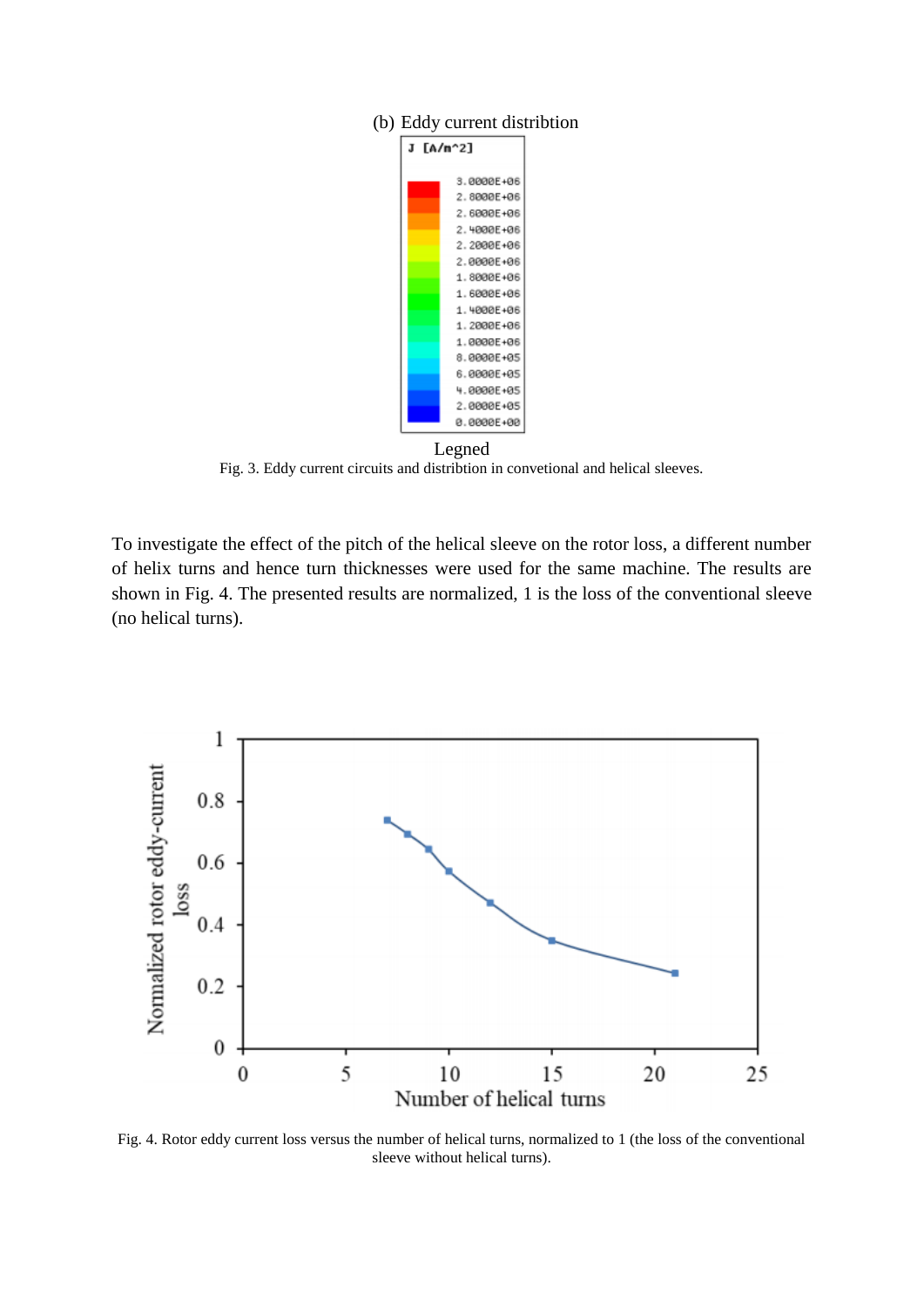(b) Eddy current distribtion

Legned

Fig. 3. Eddy current circuits and distribtion in convetional and helical sleeves.

To investigate the effect of the pitch of the helical sleeve on the rotor loss, a different number of helix turns and hence turn thicknesses were used for the same machine. The results are shown in Fig. 4. The presented results are normalized, 1 is the loss of the conventional sleeve (no helical turns).

Fig. 4. Rotor eddy current loss versus the number of helical turns, normalized to 1 (the loss of the conventional sleeve without helical turns).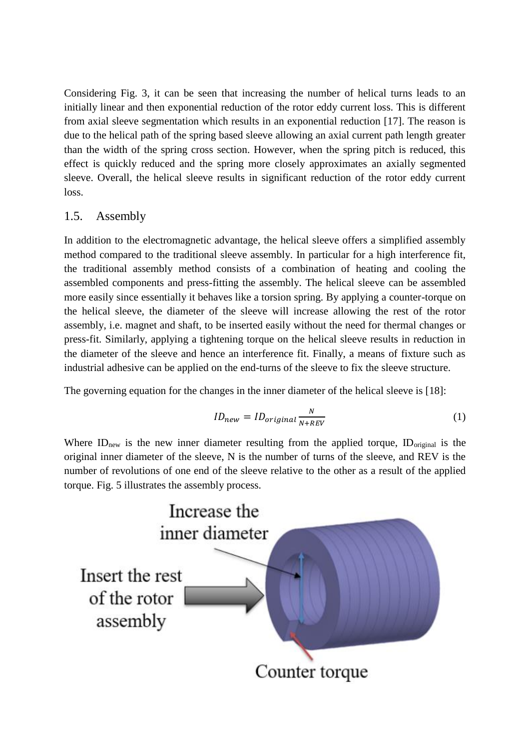Considering Fig. 3, it can be seen that increasing the number of helical turns leads to an initially linear and then exponential reduction of the rotor eddy current loss. This is different from axial sleeve segmentation which results in an exponential reduction [17]. The reason is due to the helical path of the spring based sleeve allowing an axial current path length greater than the width of the spring cross section. However, when the spring pitch is reduced, this effect is quickly reduced and the spring more closely approximates an axially segmented sleeve. Overall, the helical sleeve results in significant reduction of the rotor eddy current loss.

## 1.5. Assembly

In addition to the electromagnetic advantage, the helical sleeve offers a simplified assembly method compared to the traditional sleeve assembly. In particular for a high interference fit, the traditional assembly method consists of a combination of heating and cooling the assembled components and press-fitting the assembly. The helical sleeve can be assembled more easily since essentially it behaves like a torsion spring. By applying a counter-torque on the helical sleeve, the diameter of the sleeve will increase allowing the rest of the rotor assembly, i.e. magnet and shaft, to be inserted easily without the need for thermal changes or press-fit. Similarly, applying a tightening torque on the helical sleeve results in reduction in the diameter of the sleeve and hence an interference fit. Finally, a means of fixture such as industrial adhesive can be applied on the end-turns of the sleeve to fix the sleeve structure.

The governing equation for the changes in the inner diameter of the helical sleeve is [18]:

$$ID_{new} = ID_{original} \frac{N}{N+REV} \tag{1}$$

Where $ID_{new}$ is the new inner diameter resulting from the applied torque, $ID_{original}$ is the original inner diameter of the sleeve, N is the number of turns of the sleeve, and REV is the number of revolutions of one end of the sleeve relative to the other as a result of the applied torque. Fig. 5 illustrates the assembly process.

Increase the inner diameter

Insert the rest of the rotor assembly

Counter torque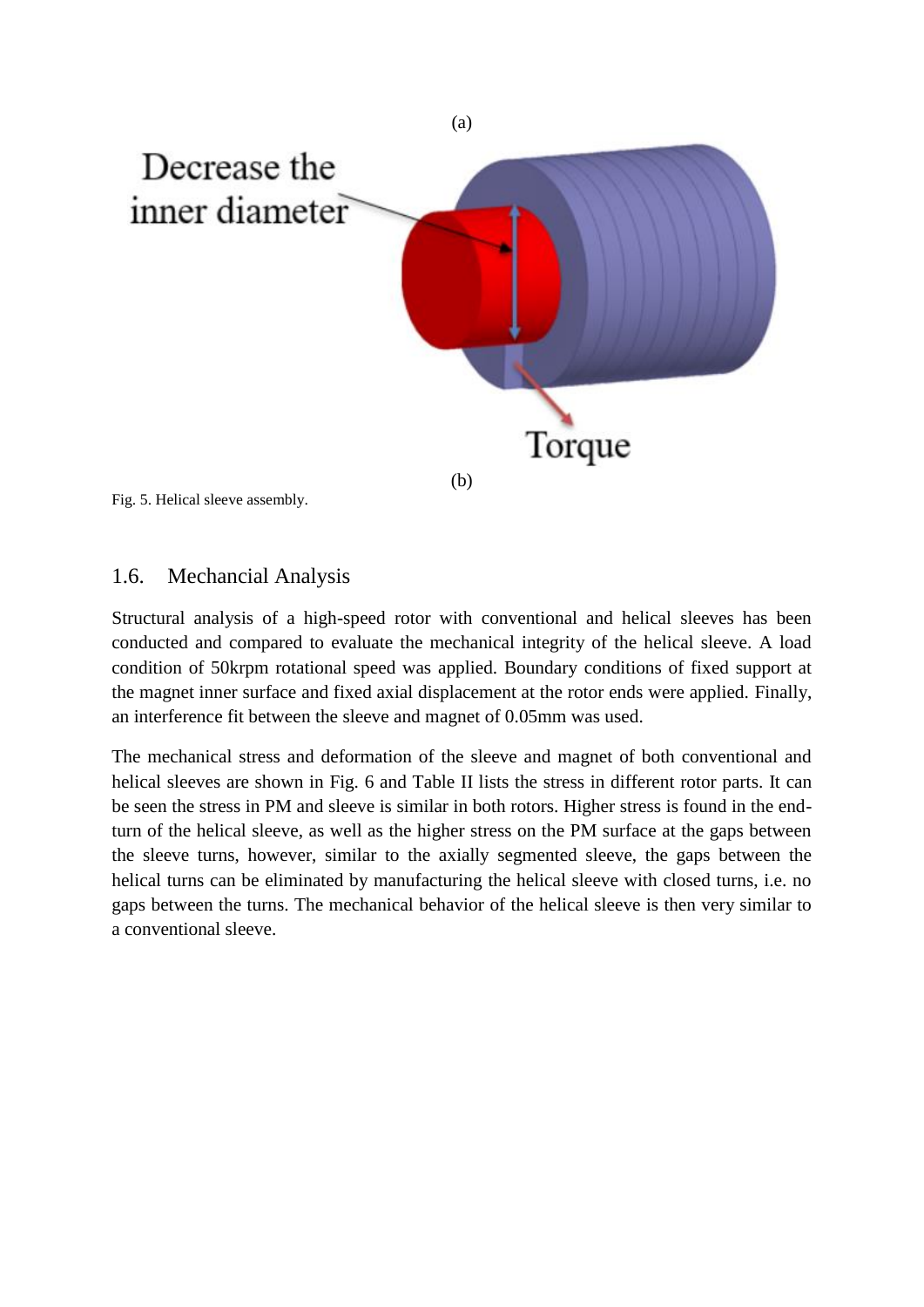(a)

(b)

Fig. 5. Helical sleeve assembly.

### 1.6. Mechancial Analysis

Structural analysis of a high-speed rotor with conventional and helical sleeves has been conducted and compared to evaluate the mechanical integrity of the helical sleeve. A load condition of 50krpm rotational speed was applied. Boundary conditions of fixed support at the magnet inner surface and fixed axial displacement at the rotor ends were applied. Finally, an interference fit between the sleeve and magnet of 0.05mm was used.

The mechanical stress and deformation of the sleeve and magnet of both conventional and helical sleeves are shown in Fig. 6 and Table II lists the stress in different rotor parts. It can be seen the stress in PM and sleeve is similar in both rotors. Higher stress is found in the end-turn of the helical sleeve, as well as the higher stress on the PM surface at the gaps between the sleeve turns, however, similar to the axially segmented sleeve, the gaps between the helical turns can be eliminated by manufacturing the helical sleeve with closed turns, i.e. no gaps between the turns. The mechanical behavior of the helical sleeve is then very similar to a conventional sleeve.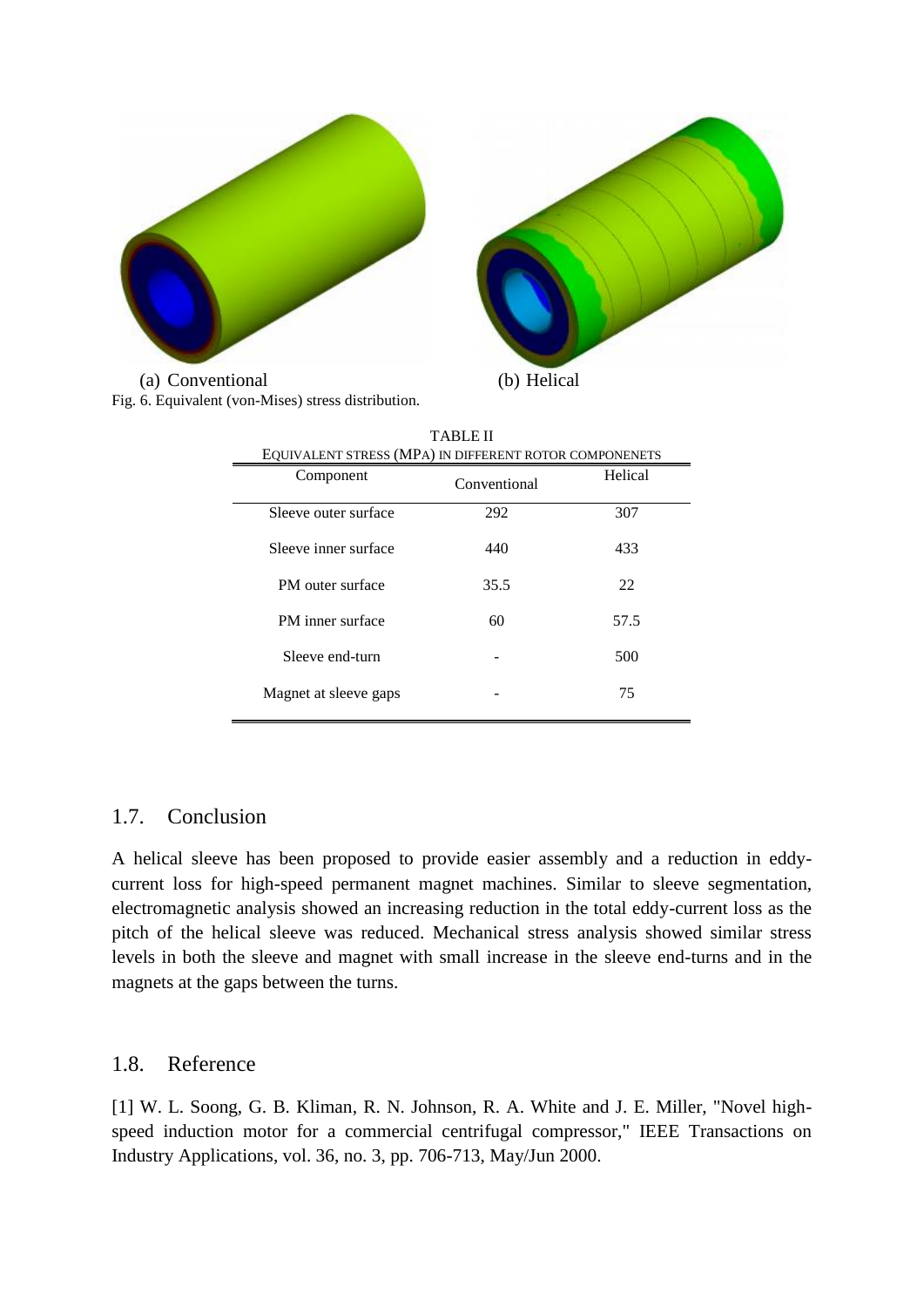(a) Conventional (b) Helical

Fig. 6. Equivalent (von-Mises) stress distribution.

TABLE II
EQUIVALENT STRESS (MPA) IN DIFFERENT ROTOR COMPONENETS

| Component | Conventional | Helical |
|---|---|---|
| Sleeve outer surface | 292 | 307 |
| Sleeve inner surface | 440 | 433 |
| PM outer surface | 35.5 | 22 |
| PM inner surface | 60 | 57.5 |
| Sleeve end-turn | - | 500 |
| Magnet at sleeve gaps | - | 75 |

## 1.7. Conclusion

A helical sleeve has been proposed to provide easier assembly and a reduction in eddy-current loss for high-speed permanent magnet machines. Similar to sleeve segmentation, electromagnetic analysis showed an increasing reduction in the total eddy-current loss as the pitch of the helical sleeve was reduced. Mechanical stress analysis showed similar stress levels in both the sleeve and magnet with small increase in the sleeve end-turns and in the magnets at the gaps between the turns.

## 1.8. Reference

[1] W. L. Soong, G. B. Kliman, R. N. Johnson, R. A. White and J. E. Miller, "Novel high-speed induction motor for a commercial centrifugal compressor," IEEE Transactions on Industry Applications, vol. 36, no. 3, pp. 706-713, May/Jun 2000.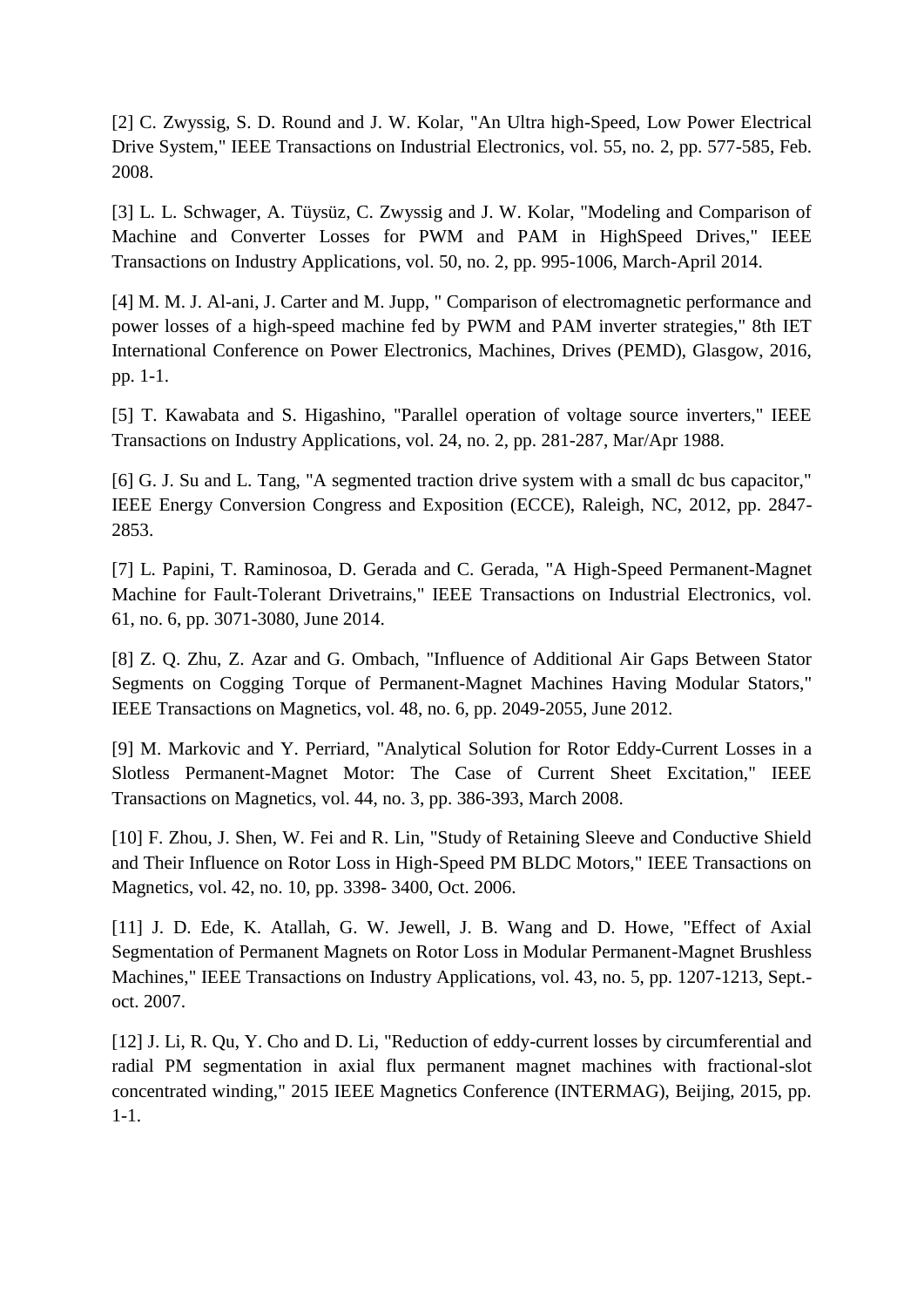[2] C. Zwyssig, S. D. Round and J. W. Kolar, "An Ultra high-Speed, Low Power Electrical Drive System," IEEE Transactions on Industrial Electronics, vol. 55, no. 2, pp. 577-585, Feb. 2008.

[3] L. L. Schwager, A. Tüysüz, C. Zwyssig and J. W. Kolar, "Modeling and Comparison of Machine and Converter Losses for PWM and PAM in HighSpeed Drives," IEEE Transactions on Industry Applications, vol. 50, no. 2, pp. 995-1006, March-April 2014.

[4] M. M. J. Al-ani, J. Carter and M. Jupp, " Comparison of electromagnetic performance and power losses of a high-speed machine fed by PWM and PAM inverter strategies," 8th IET International Conference on Power Electronics, Machines, Drives (PEMD), Glasgow, 2016, pp. 1-1.

[5] T. Kawabata and S. Higashino, "Parallel operation of voltage source inverters," IEEE Transactions on Industry Applications, vol. 24, no. 2, pp. 281-287, Mar/Apr 1988.

[6] G. J. Su and L. Tang, "A segmented traction drive system with a small dc bus capacitor," IEEE Energy Conversion Congress and Exposition (ECCE), Raleigh, NC, 2012, pp. 2847-2853.

[7] L. Papini, T. Raminosoa, D. Gerada and C. Gerada, "A High-Speed Permanent-Magnet Machine for Fault-Tolerant Drivetrains," IEEE Transactions on Industrial Electronics, vol. 61, no. 6, pp. 3071-3080, June 2014.

[8] Z. Q. Zhu, Z. Azar and G. Ombach, "Influence of Additional Air Gaps Between Stator Segments on Cogging Torque of Permanent-Magnet Machines Having Modular Stators," IEEE Transactions on Magnetics, vol. 48, no. 6, pp. 2049-2055, June 2012.

[9] M. Markovic and Y. Perriard, "Analytical Solution for Rotor Eddy-Current Losses in a Slotless Permanent-Magnet Motor: The Case of Current Sheet Excitation," IEEE Transactions on Magnetics, vol. 44, no. 3, pp. 386-393, March 2008.

[10] F. Zhou, J. Shen, W. Fei and R. Lin, "Study of Retaining Sleeve and Conductive Shield and Their Influence on Rotor Loss in High-Speed PM BLDC Motors," IEEE Transactions on Magnetics, vol. 42, no. 10, pp. 3398- 3400, Oct. 2006.

[11] J. D. Ede, K. Atallah, G. W. Jewell, J. B. Wang and D. Howe, "Effect of Axial Segmentation of Permanent Magnets on Rotor Loss in Modular Permanent-Magnet Brushless Machines," IEEE Transactions on Industry Applications, vol. 43, no. 5, pp. 1207-1213, Sept.-oct. 2007.

[12] J. Li, R. Qu, Y. Cho and D. Li, "Reduction of eddy-current losses by circumferential and radial PM segmentation in axial flux permanent magnet machines with fractional-slot concentrated winding," 2015 IEEE Magnetics Conference (INTERMAG), Beijing, 2015, pp. 1-1.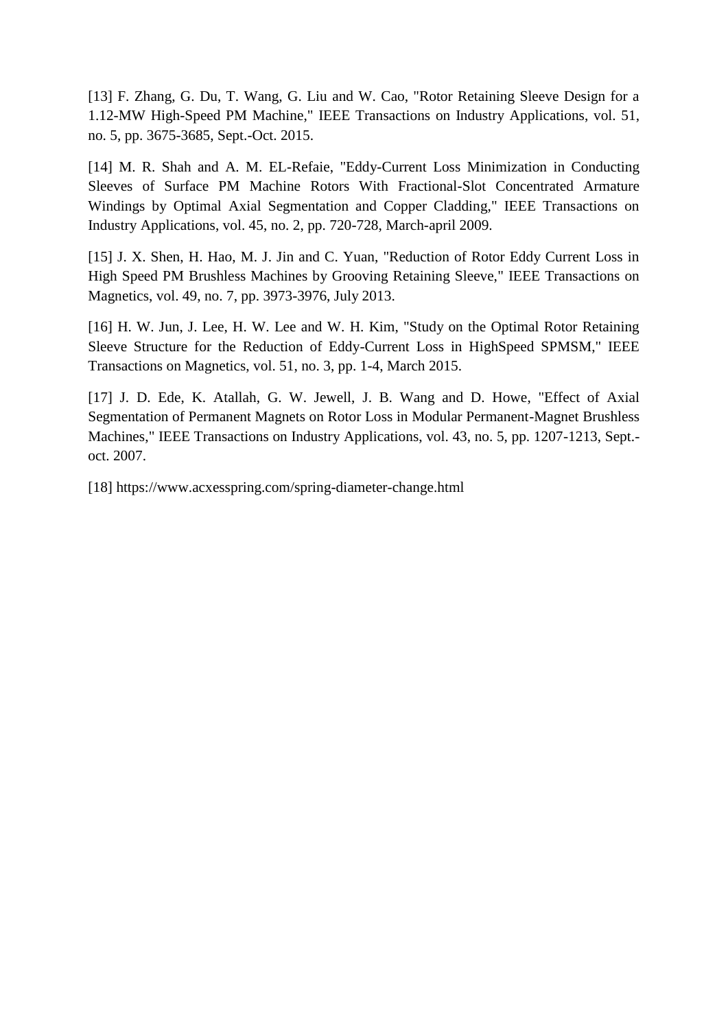[13] F. Zhang, G. Du, T. Wang, G. Liu and W. Cao, "Rotor Retaining Sleeve Design for a 1.12-MW High-Speed PM Machine," IEEE Transactions on Industry Applications, vol. 51, no. 5, pp. 3675-3685, Sept.-Oct. 2015.

[14] M. R. Shah and A. M. EL-Refaie, "Eddy-Current Loss Minimization in Conducting Sleeves of Surface PM Machine Rotors With Fractional-Slot Concentrated Armature Windings by Optimal Axial Segmentation and Copper Cladding," IEEE Transactions on Industry Applications, vol. 45, no. 2, pp. 720-728, March-april 2009.

[15] J. X. Shen, H. Hao, M. J. Jin and C. Yuan, "Reduction of Rotor Eddy Current Loss in High Speed PM Brushless Machines by Grooving Retaining Sleeve," IEEE Transactions on Magnetics, vol. 49, no. 7, pp. 3973-3976, July 2013.

[16] H. W. Jun, J. Lee, H. W. Lee and W. H. Kim, "Study on the Optimal Rotor Retaining Sleeve Structure for the Reduction of Eddy-Current Loss in HighSpeed SPMSM," IEEE Transactions on Magnetics, vol. 51, no. 3, pp. 1-4, March 2015.

[17] J. D. Ede, K. Atallah, G. W. Jewell, J. B. Wang and D. Howe, "Effect of Axial Segmentation of Permanent Magnets on Rotor Loss in Modular Permanent-Magnet Brushless Machines," IEEE Transactions on Industry Applications, vol. 43, no. 5, pp. 1207-1213, Sept.-oct. 2007.

[18] https://www.acxesspring.com/spring-diameter-change.html